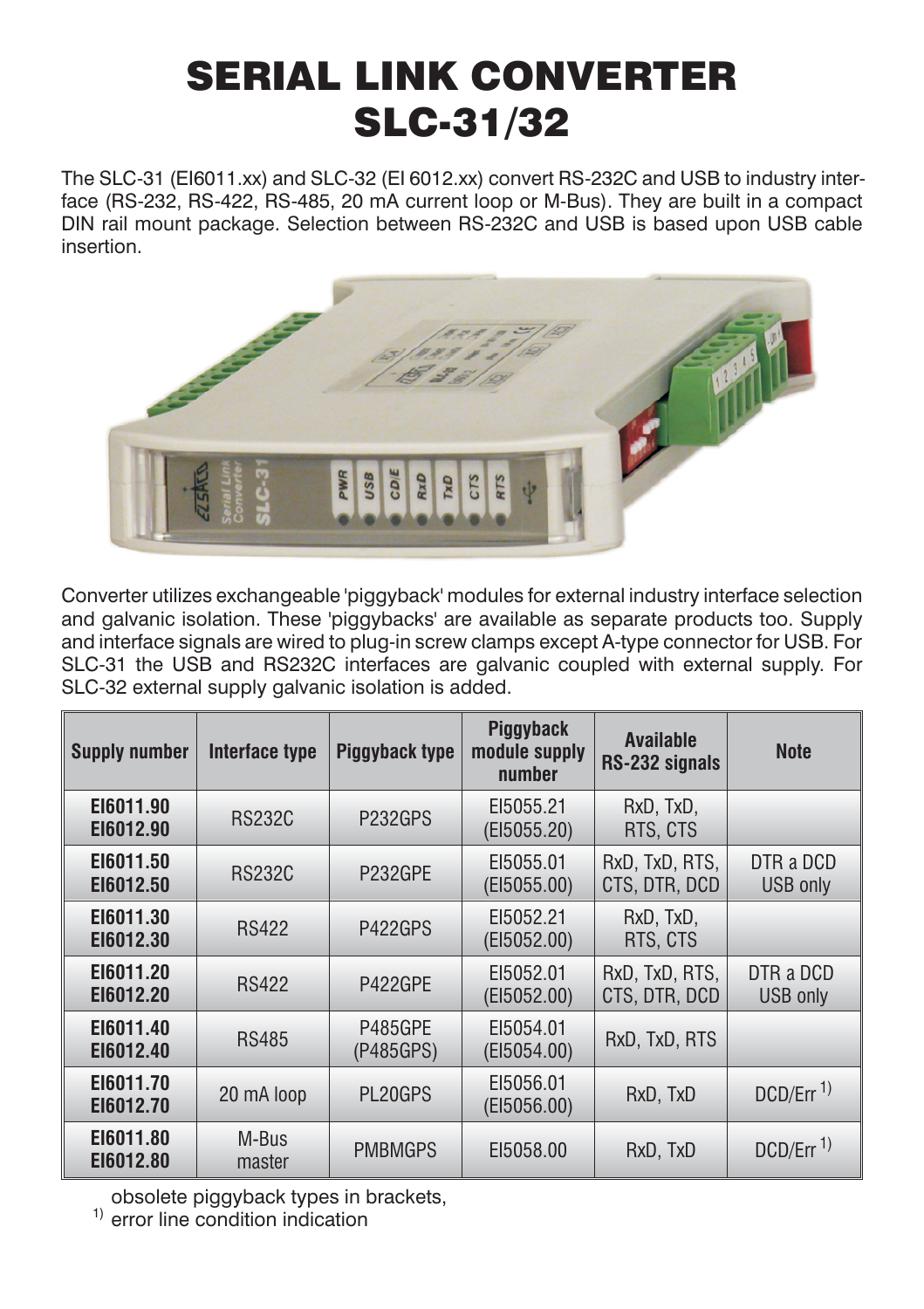# SERIAL LINK CONVERTER SLC-31/32

The SLC-31 (EI6011.xx) and SLC-32 (EI 6012.xx) convert RS-232C and USB to industry interface (RS-232, RS-422, RS-485, 20 mA current loop or M-Bus). They are built in a compact DIN rail mount package. Selection between RS-232C and USB is based upon USB cable insertion.

Converter utilizes exchangeable 'piggyback' modules for external industry interface selection and galvanic isolation. These 'piggybacks' are available as separate products too. Supply and interface signals are wired to plug-in screw clamps except A-type connector for USB. For SLC-31 the USB and RS232C interfaces are galvanic coupled with external supply. For SLC-32 external supply galvanic isolation is added.

| Supply number | Interface type | Piggyback type | Piggyback module supply number | Available RS-232 signals | Note |
|---|---|---|---|---|---|
| **EI6011.90** **EI6012.90** | RS232C | P232GPS | EI5055.21 (EI5055.20) | RxD, TxD, RTS, CTS | |
| **EI6011.50** **EI6012.50** | RS232C | P232GPE | EI5055.01 (EI5055.00) | RxD, TxD, RTS, CTS, DTR, DCD | DTR a DCD USB only |
| **EI6011.30** **EI6012.30** | RS422 | P422GPS | EI5052.21 (EI5052.00) | RxD, TxD, RTS, CTS | |
| **EI6011.20** **EI6012.20** | RS422 | P422GPE | EI5052.01 (EI5052.00) | RxD, TxD, RTS, CTS, DTR, DCD | DTR a DCD USB only |
| **EI6011.40** **EI6012.40** | RS485 | P485GPE (P485GPS) | EI5054.01 (EI5054.00) | RxD, TxD, RTS | |
| **EI6011.70** **EI6012.70** | 20 mA loop | PL20GPS | EI5056.01 (EI5056.00) | RxD, TxD | DCD/Err [1] |
| **EI6011.80** **EI6012.80** | M-Bus master | PMBMGPS | EI5058.00 | RxD, TxD | DCD/Err [1] |

obsolete piggyback types in brackets,

[1] error line condition indication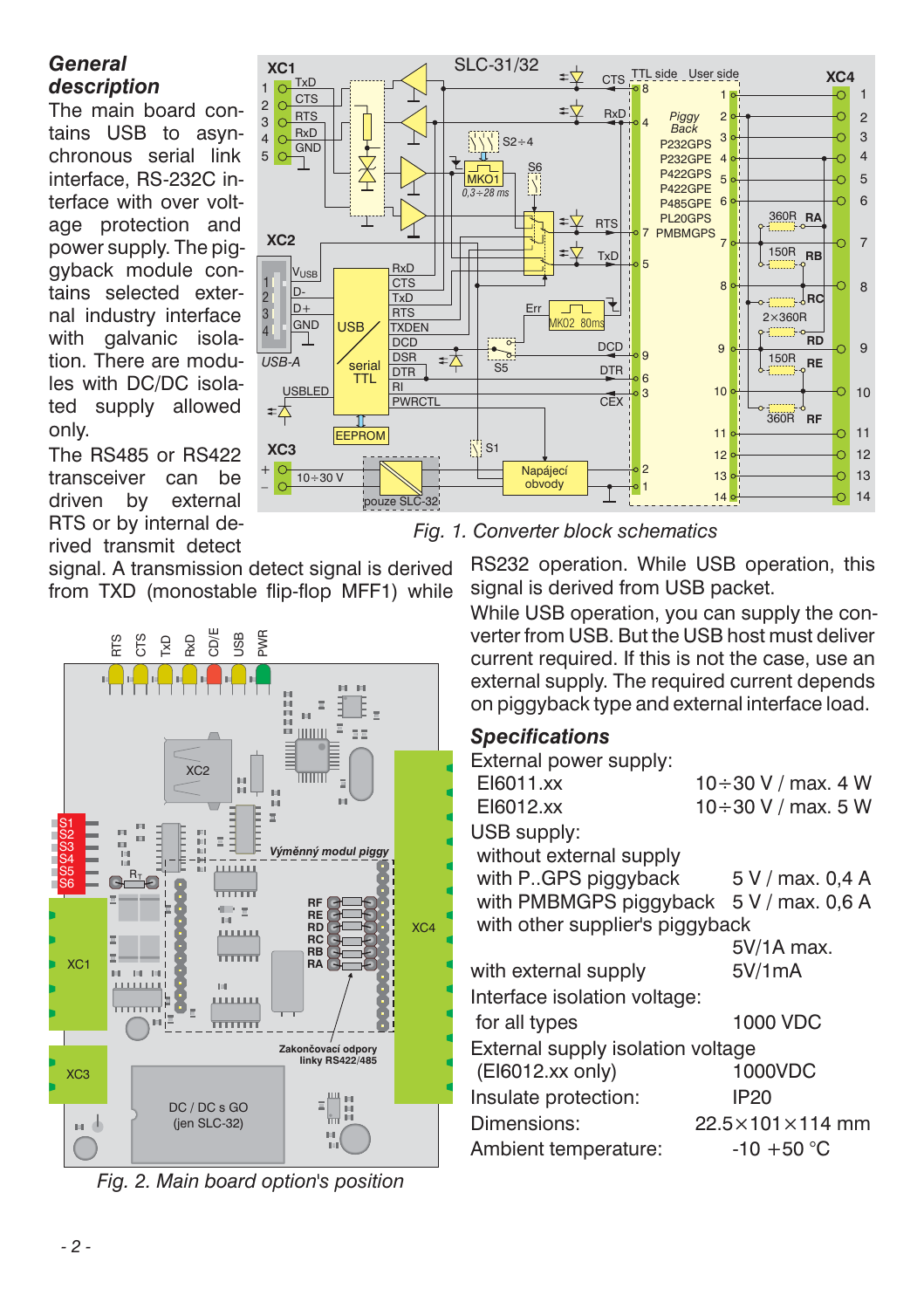### General description

The main board contains USB to asynchronous serial link interface, RS-232C interface with over voltage protection and power supply. The piggyback module contains selected external industry interface with galvanic isolation. There are modules with DC/DC isolated supply allowed only.

The RS485 or RS422 transceiver can be driven by external RTS or by internal derived transmit detect signal. A transmission detect signal is derived from TXD (monostable flip-flop MFF1) while RS232 operation. While USB operation, this signal is derived from USB packet.

While USB operation, you can supply the converter from USB. But the USB host must deliver current required. If this is not the case, use an external supply. The required current depends on piggyback type and external interface load.

*Fig. 1. Converter block schematics*

*Fig. 2. Main board option's position*

### Specifications

| | |
|---|---|
| External power supply: | |
| EI6011.xx | 10÷30 V / max. 4 W |
| EI6012.xx | 10÷30 V / max. 5 W |
| USB supply: | |
| without external supply | |
| with P..GPS piggyback | 5 V / max. 0,4 A |
| with PMBMGPS piggyback | 5 V / max. 0,6 A |
| with other supplier's piggyback | 5V/1A max. |
| with external supply | 5V/1mA |
| Interface isolation voltage: | |
| for all types | 1000 VDC |
| External supply isolation voltage (EI6012.xx only) | 1000VDC |
| Insulate protection: | IP20 |
| Dimensions: | 22.5×101×114 mm |
| Ambient temperature: | -10 +50 °C |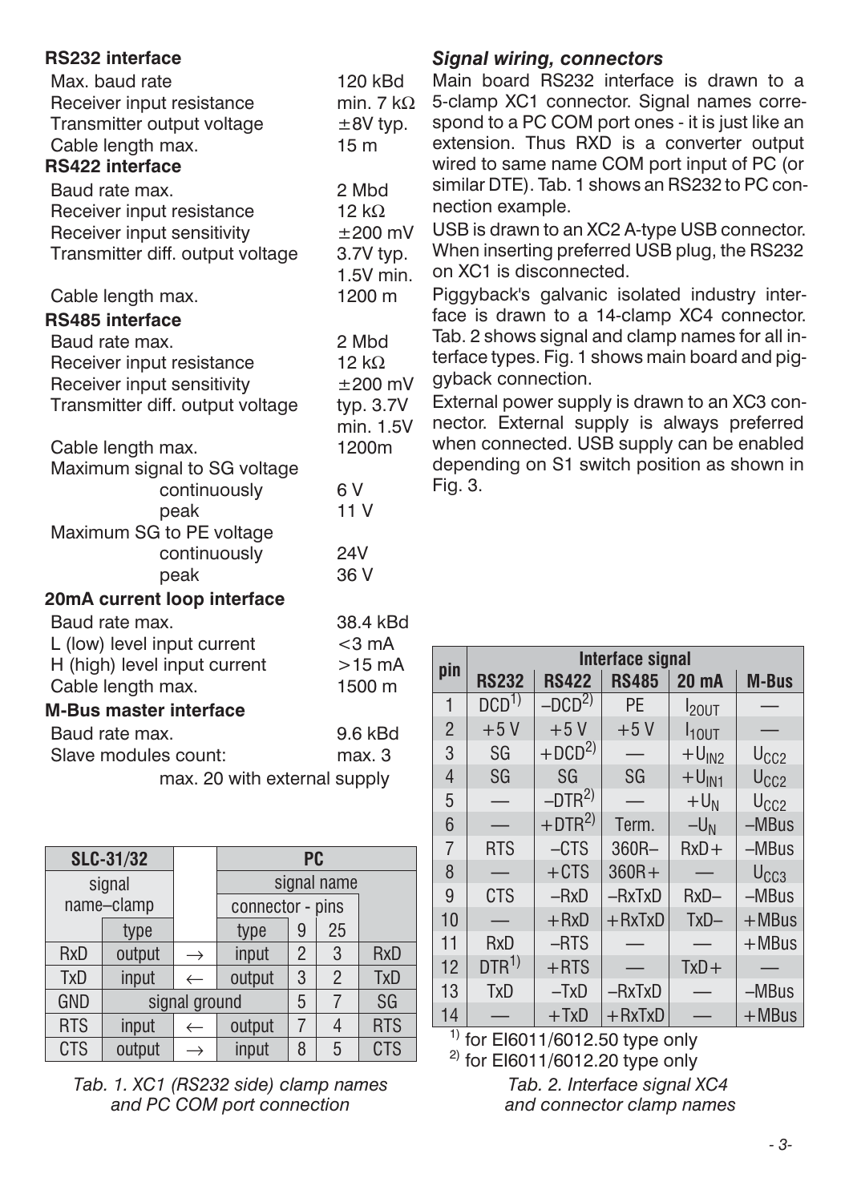**RS232 interface**

| | |
|---|---|
| Max. baud rate | 120 kBd |
| Receiver input resistance | min. 7 kΩ |
| Transmitter output voltage | ±8V typ. |
| Cable length max. | 15 m |

**RS422 interface**

| | |
|---|---|
| Baud rate max. | 2 Mbd |
| Receiver input resistance | 12 kΩ |
| Receiver input sensitivity | ±200 mV |
| Transmitter diff. output voltage | 3.7V typ. 1.5V min. |
| Cable length max. | 1200 m |

**RS485 interface**

| | |
|---|---|
| Baud rate max. | 2 Mbd |
| Receiver input resistance | 12 kΩ |
| Receiver input sensitivity | ±200 mV |
| Transmitter diff. output voltage | typ. 3.7V min. 1.5V |
| Cable length max. | 1200m |
| Maximum signal to SG voltage | |
| continuously | 6 V |
| peak | 11 V |
| Maximum SG to PE voltage | |
| continuously | 24V |
| peak | 36 V |

**20mA current loop interface**

| | |
|---|---|
| Baud rate max. | 38.4 kBd |
| L (low) level input current | <3 mA |
| H (high) level input current | >15 mA |
| Cable length max. | 1500 m |

**M-Bus master interface**

| | |
|---|---|
| Baud rate max. | 9.6 kBd |
| Slave modules count: | max. 3 |
| | max. 20 with external supply |

| SLC-31/32 | | | PC | | | |
|---|---|---|---|---|---|---|
| signal name–clamp | | | signal name | | | |
| | | | connector - pins | | | |
| | type | | type | 9 | 25 | |
| RxD | output | → | input | 2 | 3 | RxD |
| TxD | input | ← | output | 3 | 2 | TxD |
| GND | signal ground | | | 5 | 7 | SG |
| RTS | input | ← | output | 7 | 4 | RTS |
| CTS | output | → | input | 8 | 5 | CTS |

*Tab. 1. XC1 (RS232 side) clamp names and PC COM port connection*

## *Signal wiring, connectors*

Main board RS232 interface is drawn to a 5-clamp XC1 connector. Signal names correspond to a PC COM port ones - it is just like an extension. Thus RXD is a converter output wired to same name COM port input of PC (or similar DTE). Tab. 1 shows an RS232 to PC connection example.

USB is drawn to an XC2 A-type USB connector. When inserting preferred USB plug, the RS232 on XC1 is disconnected.

Piggyback's galvanic isolated industry interface is drawn to a 14-clamp XC4 connector. Tab. 2 shows signal and clamp names for all interface types. Fig. 1 shows main board and piggyback connection.

External power supply is drawn to an XC3 connector. External supply is always preferred when connected. USB supply can be enabled depending on S1 switch position as shown in Fig. 3.

| pin | Interface signal | | | | |
|---|---|---|---|---|---|
| | RS232 | RS422 | RS485 | 20 mA | M-Bus |
| 1 | DCD[1] | –DCD[2] | PE | $I_{2OUT}$ | — |
| 2 | +5 V | +5 V | +5 V | $I_{1OUT}$ | — |
| 3 | SG | +DCD[2] | — | $+U_{IN2}$ | $U_{CC2}$ |
| 4 | SG | SG | SG | $+U_{IN1}$ | $U_{CC2}$ |
| 5 | — | –DTR[2] | — | $+U_N$ | $U_{CC2}$ |
| 6 | — | +DTR[2] | Term. | $-U_N$ | –MBus |
| 7 | RTS | –CTS | 360R– | RxD+ | –MBus |
| 8 | — | +CTS | 360R+ | — | $U_{CC3}$ |
| 9 | CTS | –RxD | –RxTxD | RxD– | –MBus |
| 10 | — | +RxD | +RxTxD | TxD– | +MBus |
| 11 | RxD | –RTS | — | — | +MBus |
| 12 | DTR[1] | +RTS | — | TxD+ | — |
| 13 | TxD | –TxD | –RxTxD | — | –MBus |
| 14 | — | +TxD | +RxTxD | — | +MBus |

[1] for EI6011/6012.50 type only
[2] for EI6011/6012.20 type only

*Tab. 2. Interface signal XC4 and connector clamp names*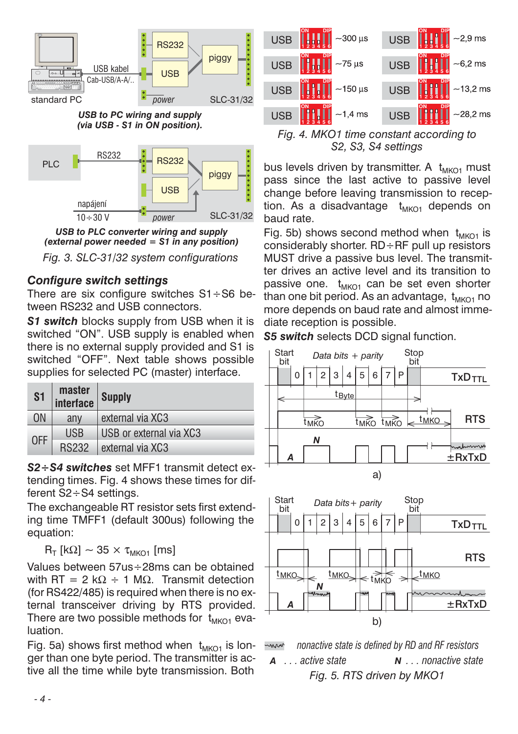USB to PC wiring and supply (via USB - S1 in ON position).

USB to PLC converter wiring and supply (external power needed = S1 in any position)

*Fig. 3. SLC-31/32 system configurations*

### *Configure switch settings*

There are six configure switches S1÷S6 between RS232 and USB connectors.

***S1 switch*** blocks supply from USB when it is switched "ON". USB supply is enabled when there is no external supply provided and S1 is switched "OFF". Next table shows possible supplies for selected PC (master) interface.

| S1 | master interface | Supply |
|---|---|---|
| ON | any | external via XC3 |
| OFF | USB | USB or external via XC3 |
| | RS232 | external via XC3 |

***S2÷S4 switches*** set MFF1 transmit detect extending times. Fig. 4 shows these times for different S2÷S4 settings.

The exchangeable RT resistor sets first extending time TMFF1 (default 300us) following the equation:

$$R_T\ [k\Omega] \sim 35 \times \tau_{MKO1}\ [ms]$$

Values between 57us÷28ms can be obtained with RT = 2 kΩ ÷ 1 MΩ. Transmit detection (for RS422/485) is required when there is no external transceiver driving by RTS provided. There are two possible methods for $t_{MKO1}$ evaluation.

Fig. 5a) shows first method when $t_{MKO1}$ is longer than one byte period. The transmitter is active all the time while byte transmission. Both bus levels driven by transmitter. A $t_{MKO1}$ must pass since the last active to passive level change before leaving transmission to reception. As a disadvantage $t_{MKO1}$ depends on baud rate.

Fig. 5b) shows second method when $t_{MKO1}$ is considerably shorter. RD÷RF pull up resistors MUST drive a passive bus level. The transmitter drives an active level and its transition to passive one. $t_{MKO1}$ can be set even shorter than one bit period. As an advantage, $t_{MKO1}$ no more depends on baud rate and almost immediate reception is possible.

***S5 switch*** selects DCD signal function.

| | | | |
|---|---|---|---|
| USB | ~300 µs | USB | ~2,9 ms |
| USB | ~75 µs | USB | ~6,2 ms |
| USB | ~150 µs | USB | ~13,2 ms |
| USB | ~1,4 ms | USB | ~28,2 ms |

*Fig. 4. MKO1 time constant according to S2, S3, S4 settings*

nonactive state is defined by RD and RF resistors

**A** . . . active state **N** . . . nonactive state

*Fig. 5. RTS driven by MKO1*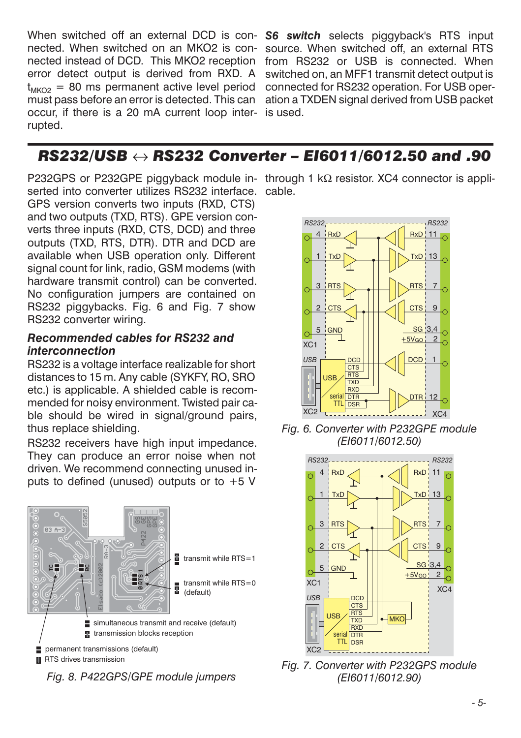When switched off an external DCD is connected. When switched on an MKO2 is connected instead of DCD. This MKO2 reception error detect output is derived from RXD. A $t_{MKO2}$ = 80 ms permanent active level period must pass before an error is detected. This can occur, if there is a 20 mA current loop interrupted.

***S6 switch*** selects piggyback's RTS input source. When switched off, an external RTS from RS232 or USB is connected. When switched on, an MFF1 transmit detect output is connected for RS232 operation. For USB operation a TXDEN signal derived from USB packet is used.

## *RS232/USB ↔ RS232 Converter – EI6011/6012.50 and .90*

P232GPS or P232GPE piggyback module inserted into converter utilizes RS232 interface. GPS version converts two inputs (RXD, CTS) and two outputs (TXD, RTS). GPE version converts three inputs (RXD, CTS, DCD) and three outputs (TXD, RTS, DTR). DTR and DCD are available when USB operation only. Different signal count for link, radio, GSM modems (with hardware transmit control) can be converted. No configuration jumpers are contained on RS232 piggybacks. Fig. 6 and Fig. 7 show RS232 converter wiring.

### *Recommended cables for RS232 and interconnection*

RS232 is a voltage interface realizable for short distances to 15 m. Any cable (SYKFY, RO, SRO etc.) is applicable. A shielded cable is recommended for noisy environment. Twisted pair cable should be wired in signal/ground pairs, thus replace shielding.

RS232 receivers have high input impedance. They can produce an error noise when not driven. We recommend connecting unused inputs to defined (unused) outputs or to +5 V through 1 kΩ resistor. XC4 connector is applicable.

*Fig. 6. Converter with P232GPE module (EI6011/6012.50)*

*Fig. 7. Converter with P232GPS module (EI6011/6012.90)*

*Fig. 8. P422GPS/GPE module jumpers*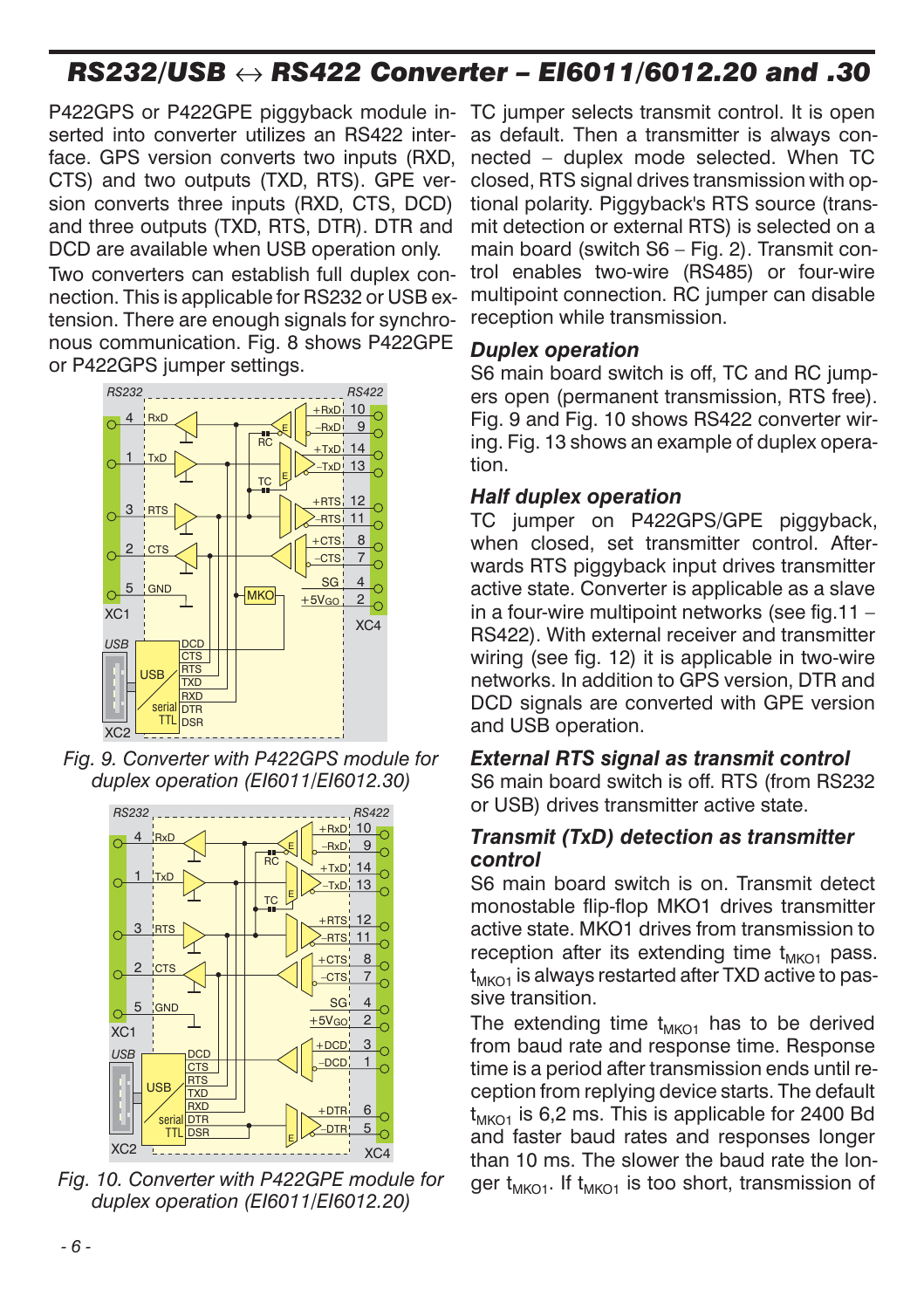## RS232/USB ↔ RS422 Converter – EI6011/6012.20 and .30

P422GPS or P422GPE piggyback module inserted into converter utilizes an RS422 interface. GPS version converts two inputs (RXD, CTS) and two outputs (TXD, RTS). GPE version converts three inputs (RXD, CTS, DCD) and three outputs (TXD, RTS, DTR). DTR and DCD are available when USB operation only.

Two converters can establish full duplex connection. This is applicable for RS232 or USB extension. There are enough signals for synchronous communication. Fig. 8 shows P422GPE or P422GPS jumper settings.

Fig. 9. Converter with P422GPS module for duplex operation (EI6011/EI6012.30)

Fig. 10. Converter with P422GPE module for duplex operation (EI6011/EI6012.20)

TC jumper selects transmit control. It is open as default. Then a transmitter is always connected – duplex mode selected. When TC closed, RTS signal drives transmission with optional polarity. Piggyback's RTS source (transmit control) is selected on a main board (switch S6 – Fig. 2). Transmit control enables two-wire (RS485) or four-wire multipoint connection. RC jumper can disable reception while transmission.

### Duplex operation

S6 main board switch is off, TC and RC jumpers open (permanent transmission, RTS free). Fig. 9 and Fig. 10 shows RS422 converter wiring. Fig. 13 shows an example of duplex operation.

### Half duplex operation

TC jumper on P422GPS/GPE piggyback, when closed, set transmitter control. Afterwards RTS piggyback input drives transmitter active state. Converter is applicable as a slave in a four-wire multipoint networks (see fig.11 – RS422). With external receiver and transmitter wiring (see fig. 12) it is applicable in two-wire networks. In addition to GPS version, DTR and DCD signals are converted with GPE version and USB operation.

### External RTS signal as transmit control

S6 main board switch is off. RTS (from RS232 or USB) drives transmitter active state.

### Transmit (TxD) detection as transmitter control

S6 main board switch is on. Transmit detect monostable flip-flop MKO1 drives transmitter active state. MKO1 drives from transmission to reception after its extending time $t_{MKO1}$ pass. $t_{MKO1}$ is always restarted after TXD active to passive transition.

The extending time $t_{MKO1}$ has to be derived from baud rate and response time. Response time is a period after transmission ends until reception from replying device starts. The default $t_{MKO1}$ is 6,2 ms. This is applicable for 2400 Bd and faster baud rates and responses longer than 10 ms. The slower the baud rate the longer $t_{MKO1}$. If $t_{MKO1}$ is too short, transmission of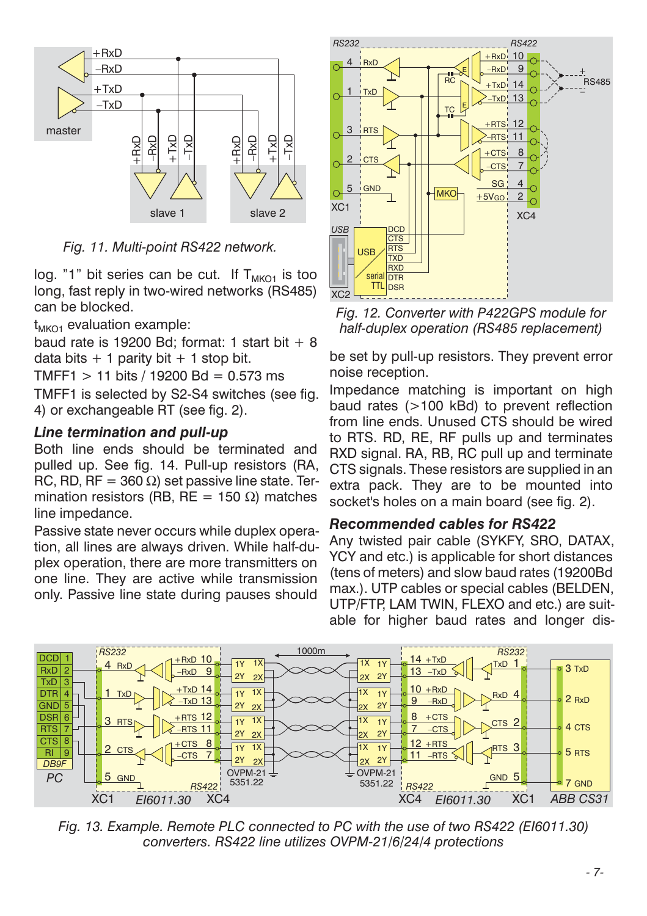*Fig. 11. Multi-point RS422 network.*

log. "1" bit series can be cut. If $T_{MKO1}$ is too long, fast reply in two-wired networks (RS485) can be blocked.

$t_{MKO1}$ evaluation example:

baud rate is 19200 Bd; format: 1 start bit + 8 data bits + 1 parity bit + 1 stop bit.

TMFF1 > 11 bits / 19200 Bd = 0.573 ms

TMFF1 is selected by S2-S4 switches (see fig. 4) or exchangeable RT (see fig. 2).

### *Line termination and pull-up*

Both line ends should be terminated and pulled up. See fig. 14. Pull-up resistors (RA, RC, RD, RF = 360 Ω) set passive line state. Termination resistors (RB, RE = 150 Ω) matches line impedance.

Passive state never occurs while duplex operation, all lines are always driven. While half-duplex operation, there are more transmitters on one line. They are active while transmission only. Passive line state during pauses should be set by pull-up resistors. They prevent error noise reception.

Impedance matching is important on high baud rates (>100 kBd) to prevent reflection from line ends. Unused CTS should be wired to RTS. RD, RE, RF pulls up and terminates RXD signal. RA, RB, RC pull up and terminate CTS signals. These resistors are supplied in an extra pack. They are to be mounted into socket's holes on a main board (see fig. 2).

*Fig. 12. Converter with P422GPS module for half-duplex operation (RS485 replacement)*

### *Recommended cables for RS422*

Any twisted pair cable (SYKFY, SRO, DATAX, YCY and etc.) is applicable for short distances (tens of meters) and slow baud rates (19200Bd max.). UTP cables or special cables (BELDEN, UTP/FTP, LAM TWIN, FLEXO and etc.) are suitable for higher baud rates and longer dis-

*Fig. 13. Example. Remote PLC connected to PC with the use of two RS422 (EI6011.30) converters. RS422 line utilizes OVPM-21/6/24/4 protections*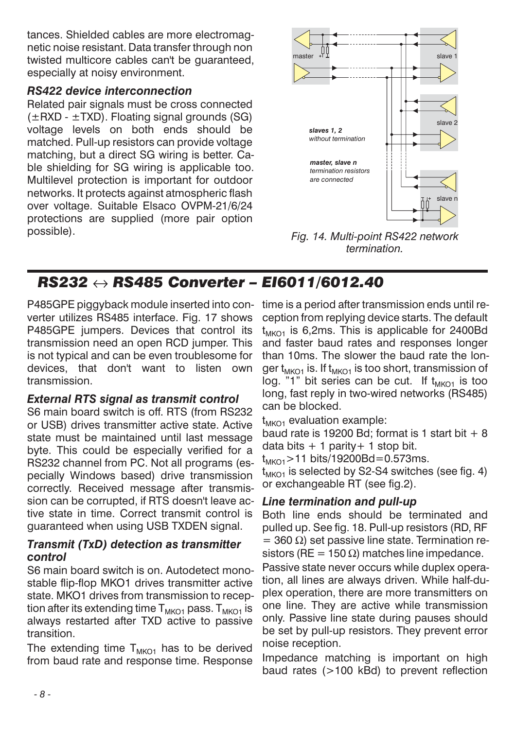tances. Shielded cables are more electromagnetic noise resistant. Data transfer through non twisted multicore cables can't be guaranteed, especially at noisy environment.

### *RS422 device interconnection*

Related pair signals must be cross connected (±RXD - ±TXD). Floating signal grounds (SG) voltage levels on both ends should be matched. Pull-up resistors can provide voltage matching, but a direct SG wiring is better. Cable shielding for SG wiring is applicable too. Multilevel protection is important for outdoor networks. It protects against atmospheric flash over voltage. Suitable Elsaco OVPM-21/6/24 protections are supplied (more pair option possible).

master | slave 1 | slave 2 | slave n

***slaves 1, 2*** *without termination*

***master, slave n*** *termination resistors are connected*

*Fig. 14. Multi-point RS422 network termination.*

## *RS232 ↔ RS485 Converter – EI6011/6012.40*

P485GPE piggyback module inserted into converter utilizes RS485 interface. Fig. 17 shows P485GPE jumpers. Devices that control its transmission need an open RCD jumper. This is not typical and can be even troublesome for devices, that don't want to listen own transmission.

### *External RTS signal as transmit control*

S6 main board switch is off. RTS (from RS232 or USB) drives transmitter active state. Active state must be maintained until last message byte. This could be especially verified for a RS232 channel from PC. Not all programs (especially Windows based) drive transmission correctly. Received message after transmission can be corrupted, if RTS doesn't leave active state in time. Correct transmit control is guaranteed when using USB TXDEN signal.

### *Transmit (TxD) detection as transmitter control*

S6 main board switch is on. Autodetect monostable flip-flop MKO1 drives transmitter active state. MKO1 drives from transmission to reception after its extending time $T_{MKO1}$ pass. $T_{MKO1}$ is always restarted after TXD active to passive transition.

The extending time $T_{MKO1}$ has to be derived from baud rate and response time. Response time is a period after transmission ends until reception from replying device starts. The default $t_{MKO1}$ is 6,2ms. This is applicable for 2400Bd and faster baud rates and responses longer than 10ms. The slower the baud rate the longer $t_{MKO1}$ is. If $t_{MKO1}$ is too short, transmission of log. "1" bit series can be cut. If $t_{MKO1}$ is too long, fast reply in two-wired networks (RS485) can be blocked.

$t_{MKO1}$ evaluation example:

baud rate is 19200 Bd; format is 1 start bit + 8 data bits + 1 parity+ 1 stop bit.

$t_{MKO1}$>11 bits/19200Bd=0.573ms.

$t_{MKO1}$ is selected by S2-S4 switches (see fig. 4) or exchangeable RT (see fig.2).

### *Line termination and pull-up*

Both line ends should be terminated and pulled up. See fig. 18. Pull-up resistors (RD, RF = 360 Ω) set passive line state. Termination resistors (RE = 150 Ω) matches line impedance.

Passive state never occurs while duplex operation, all lines are always driven. While half-duplex operation, there are more transmitters on one line. They are active while transmission only. Passive line state during pauses should be set by pull-up resistors. They prevent error noise reception.

Impedance matching is important on high baud rates (>100 kBd) to prevent reflection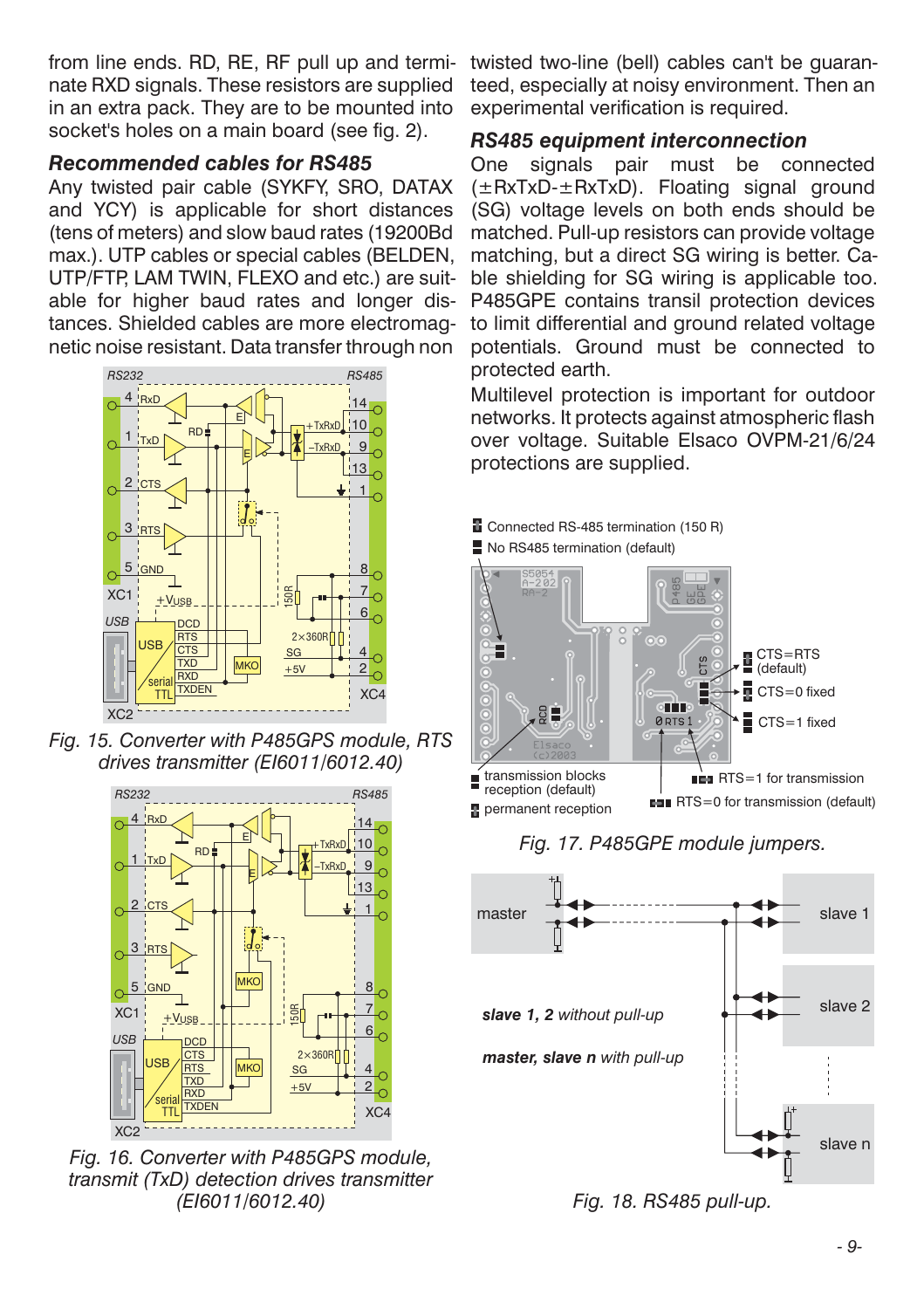from line ends. RD, RE, RF pull up and terminate RXD signals. These resistors are supplied in an extra pack. They are to be mounted into socket's holes on a main board (see fig. 2).

### Recommended cables for RS485

Any twisted pair cable (SYKFY, SRO, DATAX and YCY) is applicable for short distances (tens of meters) and slow baud rates (19200Bd max.). UTP cables or special cables (BELDEN, UTP/FTP, LAM TWIN, FLEXO and etc.) are suitable for higher baud rates and longer distances. Shielded cables are more electromagnetic noise resistant. Data transfer through non twisted two-line (bell) cables can't be guaranteed, especially at noisy environment. Then an experimental verification is required.

*Fig. 15. Converter with P485GPS module, RTS drives transmitter (EI6011/6012.40)*

*Fig. 16. Converter with P485GPS module, transmit (TxD) detection drives transmitter (EI6011/6012.40)*

### RS485 equipment interconnection

One signals pair must be connected (±RxTxD-±RxTxD). Floating signal ground (SG) voltage levels on both ends should be matched. Pull-up resistors can provide voltage matching, but a direct SG wiring is better. Cable shielding for SG wiring is applicable too. P485GPE contains transil protection devices to limit differential and ground related voltage potentials. Ground must be connected to protected earth.

Multilevel protection is important for outdoor networks. It protects against atmospheric flash over voltage. Suitable Elsaco OVPM-21/6/24 protections are supplied.

*Fig. 17. P485GPE module jumpers.*

*Fig. 18. RS485 pull-up.*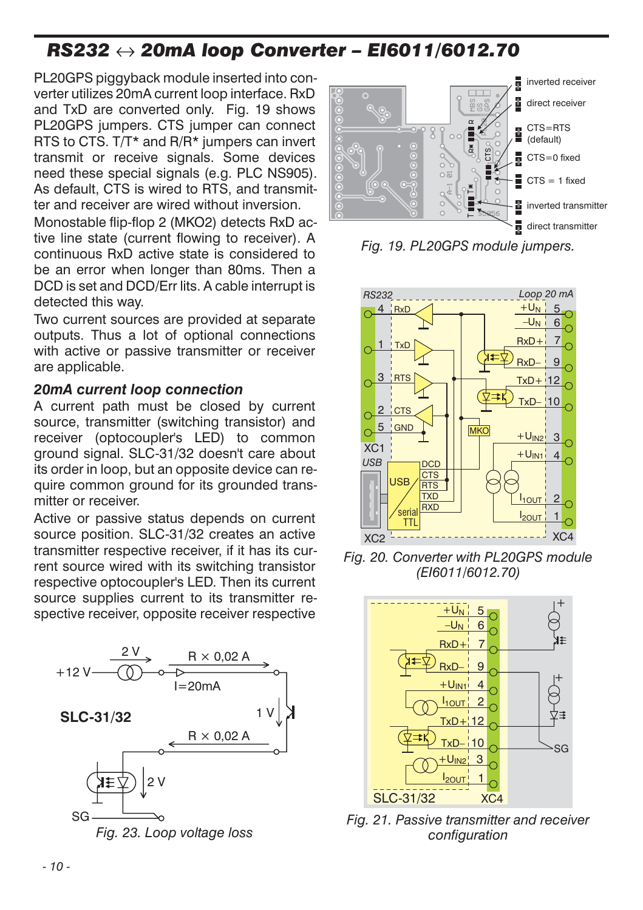# RS232 ↔ 20mA loop Converter – EI6011/6012.70

PL20GPS piggyback module inserted into converter utilizes 20mA current loop interface. RxD and TxD are converted only. Fig. 19 shows PL20GPS jumpers. CTS jumper can connect RTS to CTS. T/T* and R/R* jumpers can invert transmit or receive signals. Some devices need these special signals (e.g. PLC NS905). As default, CTS is wired to RTS, and transmitter and receiver are wired without inversion.

Monostable flip-flop 2 (MKO2) detects RxD active line state (current flowing to receiver). A continuous RxD active state is considered to be an error when longer than 80ms. Then a DCD is set and DCD/Err lits. A cable interrupt is detected this way.

Two current sources are provided at separate outputs. Thus a lot of optional connections with active or passive transmitter or receiver are applicable.

### 20mA current loop connection

A current path must be closed by current source, transmitter (switching transistor) and receiver (optocoupler's LED) to common ground signal. SLC-31/32 doesn't care about its order in loop, but an opposite device can require common ground for its grounded transmitter or receiver.

Active or passive status depends on current source position. SLC-31/32 creates an active transmitter respective receiver, if it has its current source wired with its switching transistor respective optocoupler's LED. Then its current source supplies current to its transmitter respective receiver, opposite receiver respective

Fig. 23. Loop voltage loss

Fig. 19. PL20GPS module jumpers.

Fig. 20. Converter with PL20GPS module (EI6011/6012.70)

Fig. 21. Passive transmitter and receiver configuration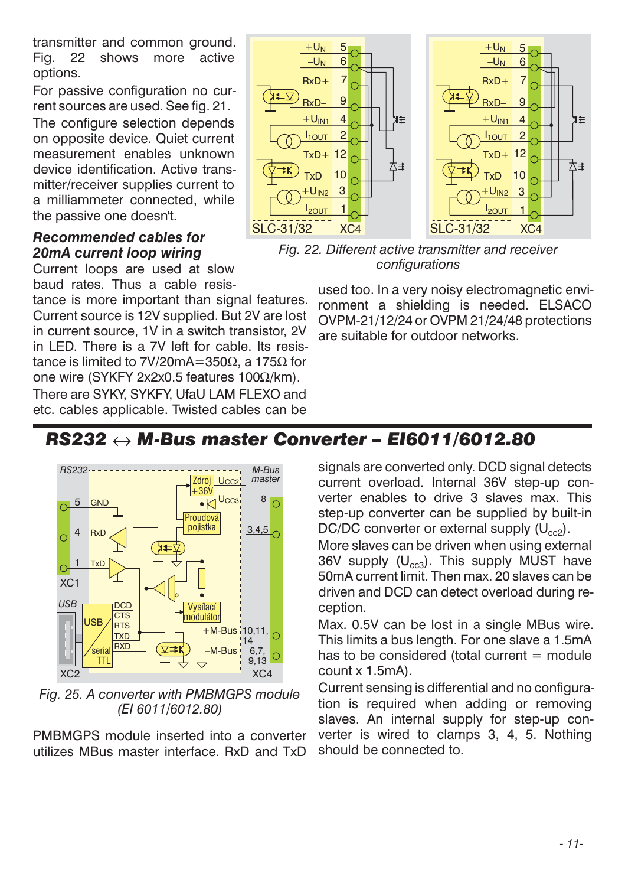transmitter and common ground. Fig. 22 shows more active options.

For passive configuration no current sources are used. See fig. 21.

The configure selection depends on opposite device. Quiet current measurement enables unknown device identification. Active transmitter/receiver supplies current to a milliammeter connected, while the passive one doesn't.

### *Recommended cables for 20mA current loop wiring*

Current loops are used at slow baud rates. Thus a cable resistance is more important than signal features. Current source is 12V supplied. But 2V are lost in current source, 1V in a switch transistor, 2V in LED. There is a 7V left for cable. Its resistance is limited to 7V/20mA=350Ω, a 175Ω for one wire (SYKFY 2x2x0.5 features 100Ω/km).

There are SYKY, SYKFY, UfaU LAM FLEXO and etc. cables applicable. Twisted cables can be used too. In a very noisy electromagnetic environment a shielding is needed. ELSACO OVPM-21/12/24 or OVPM 21/24/48 protections are suitable for outdoor networks.

*Fig. 22. Different active transmitter and receiver configurations*

## RS232 ↔ M-Bus master Converter – EI6011/6012.80

*Fig. 25. A converter with PMBMGPS module (EI 6011/6012.80)*

PMBMGPS module inserted into a converter utilizes MBus master interface. RxD and TxD signals are converted only. DCD signal detects current overload. Internal 36V step-up converter enables to drive 3 slaves max. This step-up converter can be supplied by built-in DC/DC converter or external supply ($U_{cc2}$).

More slaves can be driven when using external 36V supply ($U_{cc3}$). This supply MUST have 50mA current limit. Then max. 20 slaves can be driven and DCD can detect overload during reception.

Max. 0.5V can be lost in a single MBus wire. This limits a bus length. For one slave a 1.5mA has to be considered (total current = module count x 1.5mA).

Current sensing is differential and no configuration is required when adding or removing slaves. An internal supply for step-up converter is wired to clamps 3, 4, 5. Nothing should be connected to.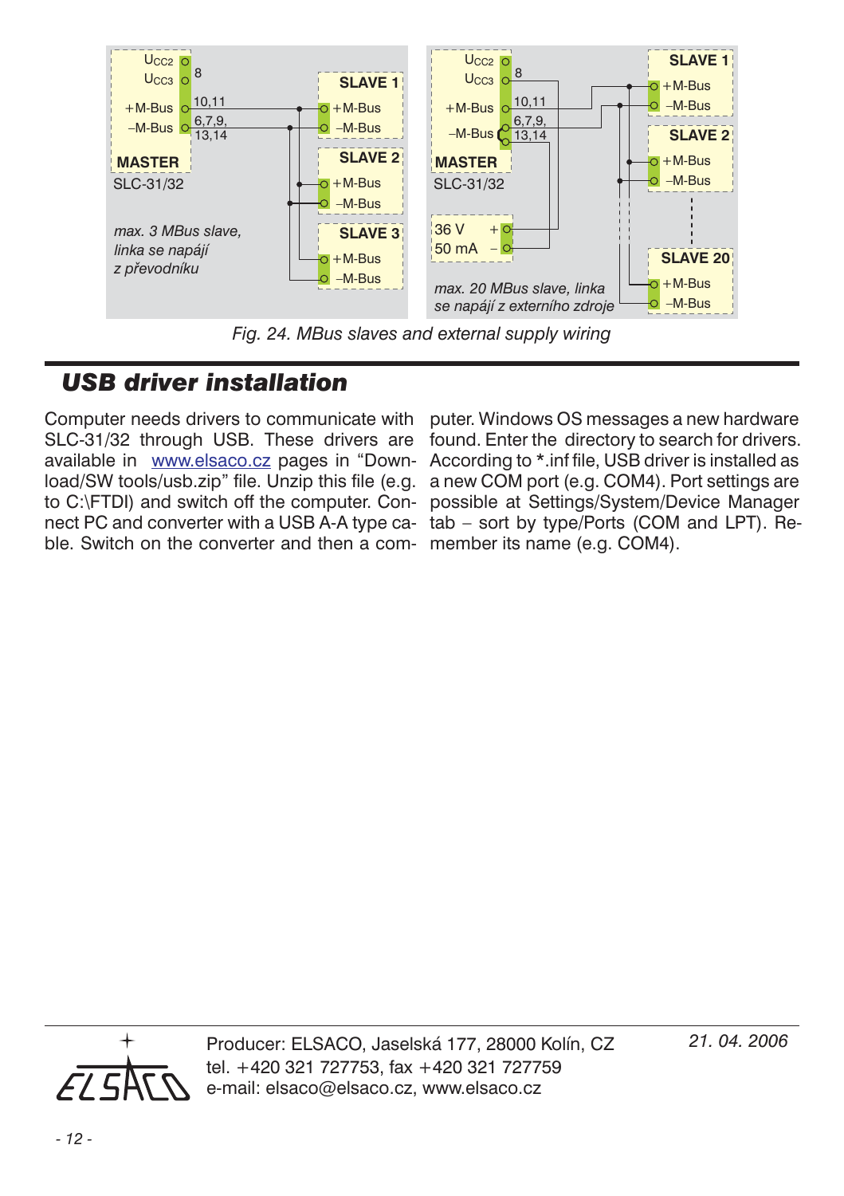MASTER
SLC-31/32
$U_{CC2}$
$U_{CC3}$
8
+M-Bus
10,11
–M-Bus
6,7,9,
13,14
SLAVE 1
+M-Bus
–M-Bus
SLAVE 2
+M-Bus
–M-Bus
SLAVE 3
+M-Bus
–M-Bus
*max. 3 MBus slave, linka se napájí z převodníku*

MASTER
SLC-31/32
$U_{CC2}$
$U_{CC3}$
8
+M-Bus
10,11
–M-Bus
6,7,9,
13,14
36 V
50 mA
+
–
SLAVE 1
+M-Bus
–M-Bus
SLAVE 2
+M-Bus
–M-Bus
SLAVE 20
+M-Bus
–M-Bus
*max. 20 MBus slave, linka se napájí z externího zdroje*

*Fig. 24. MBus slaves and external supply wiring*

## USB driver installation

Computer needs drivers to communicate with SLC-31/32 through USB. These drivers are available in www.elsaco.cz pages in "Download/SW tools/usb.zip" file. Unzip this file (e.g. to C:\FTDI) and switch off the computer. Connect PC and converter with a USB A-A type cable. Switch on the converter and then a computer. Windows OS messages a new hardware found. Enter the directory to search for drivers. According to *.inf file, USB driver is installed as a new COM port (e.g. COM4). Port settings are possible at Settings/System/Device Manager tab – sort by type/Ports (COM and LPT). Remember its name (e.g. COM4).

Producer: ELSACO, Jaselská 177, 28000 Kolín, CZ
tel. +420 321 727753, fax +420 321 727759
e-mail: elsaco@elsaco.cz, www.elsaco.cz

*21. 04. 2006*